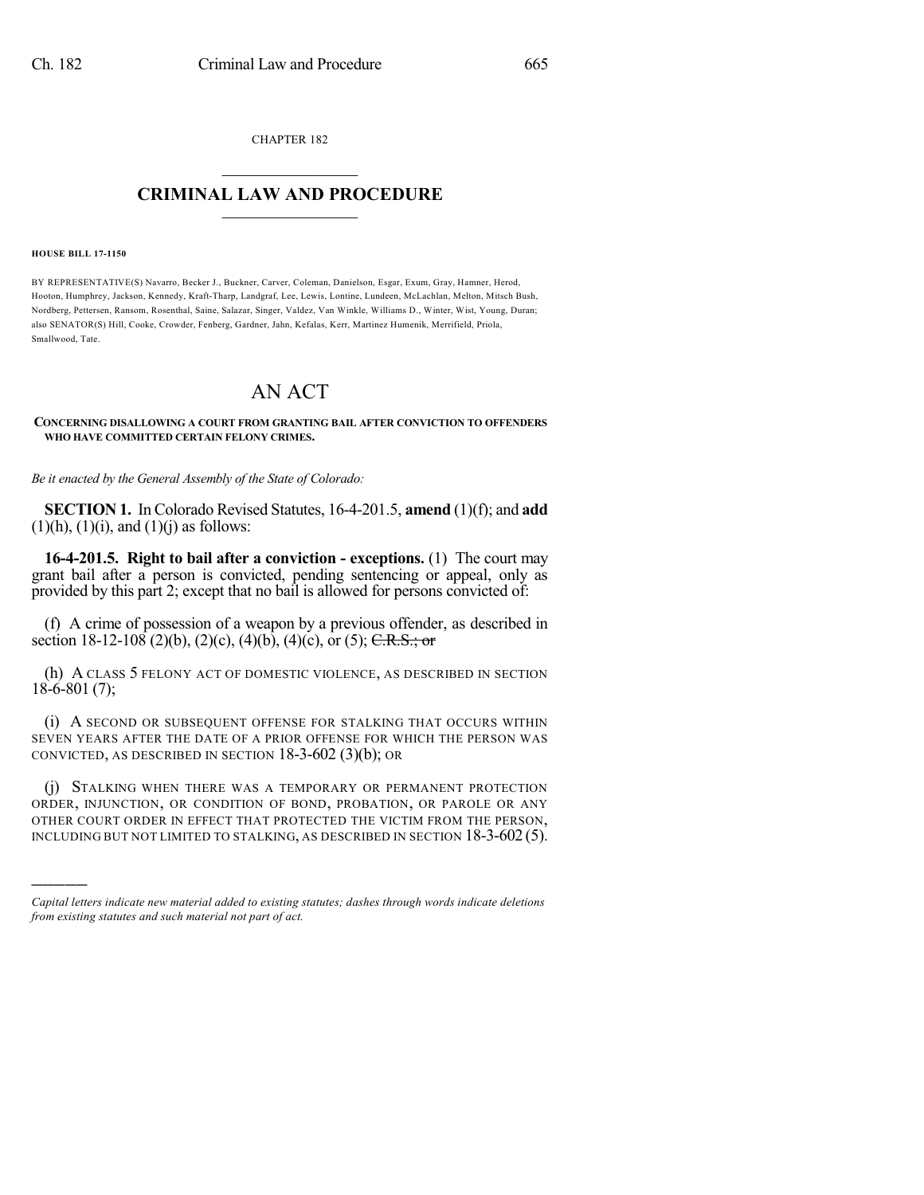CHAPTER 182

# CRIMINAL LAW AND PROCEDURE

**HOUSE BILL 17-1150**

BY REPRESENTATIVE(S) Navarro, Becker J., Buckner, Carver, Coleman, Danielson, Esgar, Exum, Gray, Hamner, Herod, Hooton, Humphrey, Jackson, Kennedy, Kraft-Tharp, Landgraf, Lee, Lewis, Lontine, Lundeen, McLachlan, Melton, Mitsch Bush, Nordberg, Pettersen, Ransom, Rosenthal, Saine, Salazar, Singer, Valdez, Van Winkle, Williams D., Winter, Wist, Young, Duran; also SENATOR(S) Hill, Cooke, Crowder, Fenberg, Gardner, Jahn, Kefalas, Kerr, Martinez Humenik, Merrifield, Priola, Smallwood, Tate.

# AN ACT

**CONCERNING DISALLOWING A COURT FROM GRANTING BAIL AFTER CONVICTION TO OFFENDERS WHO HAVE COMMITTED CERTAIN FELONY CRIMES.**

*Be it enacted by the General Assembly of the State of Colorado:*

**SECTION 1.** In Colorado Revised Statutes, 16-4-201.5, **amend** (1)(f); and **add** (1)(h), (1)(i), and (1)(j) as follows:

**16-4-201.5. Right to bail after a conviction - exceptions.** (1) The court may grant bail after a person is convicted, pending sentencing or appeal, only as provided by this part 2; except that no bail is allowed for persons convicted of:

(f) A crime of possession of a weapon by a previous offender, as described in section 18-12-108 (2)(b), (2)(c), (4)(b), (4)(c), or (5); ~~C.R.S.; or~~

(h) A CLASS 5 FELONY ACT OF DOMESTIC VIOLENCE, AS DESCRIBED IN SECTION 18-6-801 (7);

(i) A SECOND OR SUBSEQUENT OFFENSE FOR STALKING THAT OCCURS WITHIN SEVEN YEARS AFTER THE DATE OF A PRIOR OFFENSE FOR WHICH THE PERSON WAS CONVICTED, AS DESCRIBED IN SECTION 18-3-602 (3)(b); OR

(j) STALKING WHEN THERE WAS A TEMPORARY OR PERMANENT PROTECTION ORDER, INJUNCTION, OR CONDITION OF BOND, PROBATION, OR PAROLE OR ANY OTHER COURT ORDER IN EFFECT THAT PROTECTED THE VICTIM FROM THE PERSON, INCLUDING BUT NOT LIMITED TO STALKING, AS DESCRIBED IN SECTION 18-3-602 (5).

---

*Capital letters indicate new material added to existing statutes; dashes through words indicate deletions from existing statutes and such material not part of act.*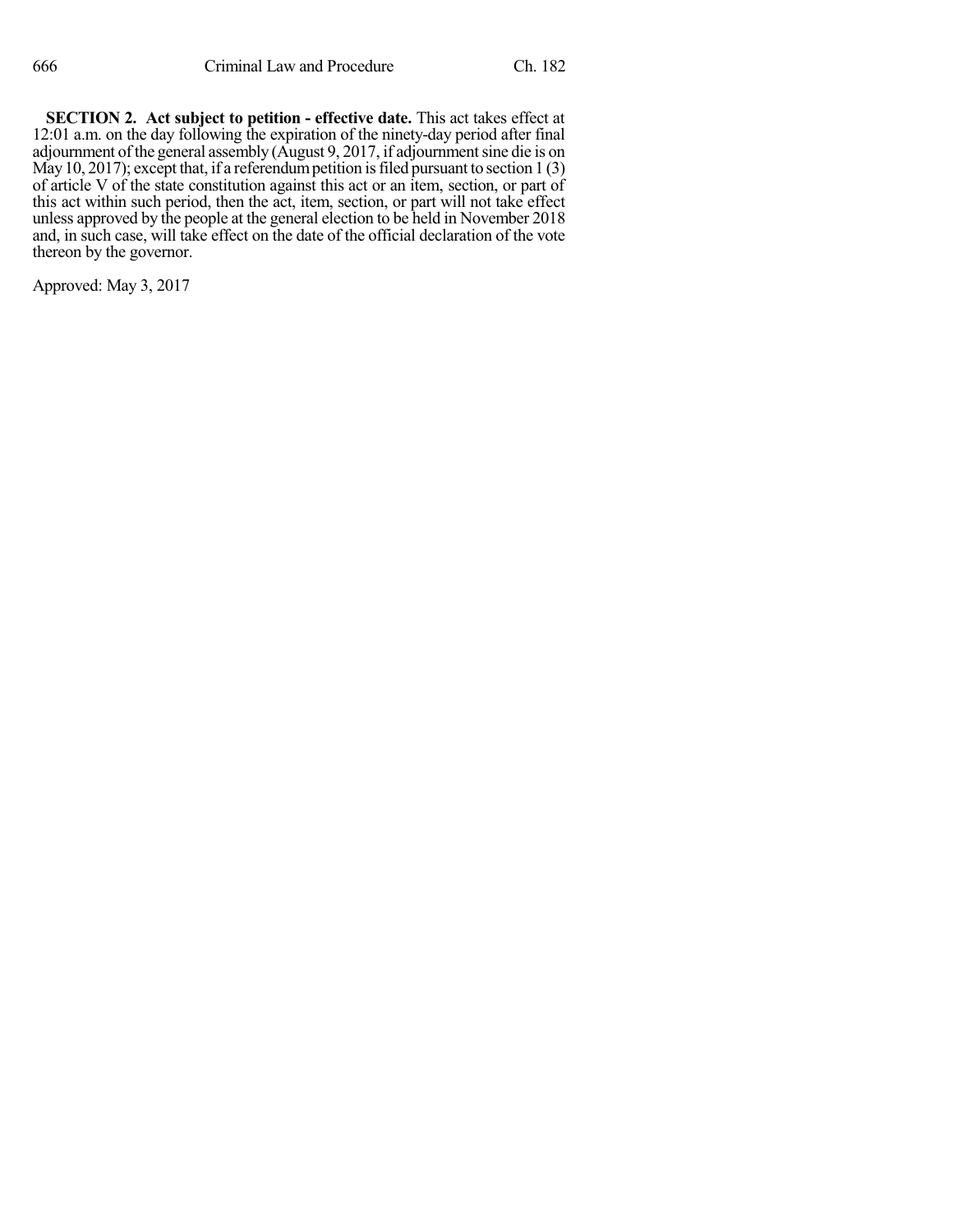**SECTION 2. Act subject to petition - effective date.** This act takes effect at 12:01 a.m. on the day following the expiration of the ninety-day period after final adjournment of the general assembly (August 9, 2017, if adjournment sine die is on May 10, 2017); except that, if a referendum petition is filed pursuant to section 1 (3) of article V of the state constitution against this act or an item, section, or part of this act within such period, then the act, item, section, or part will not take effect unless approved by the people at the general election to be held in November 2018 and, in such case, will take effect on the date of the official declaration of the vote thereon by the governor.

Approved: May 3, 2017